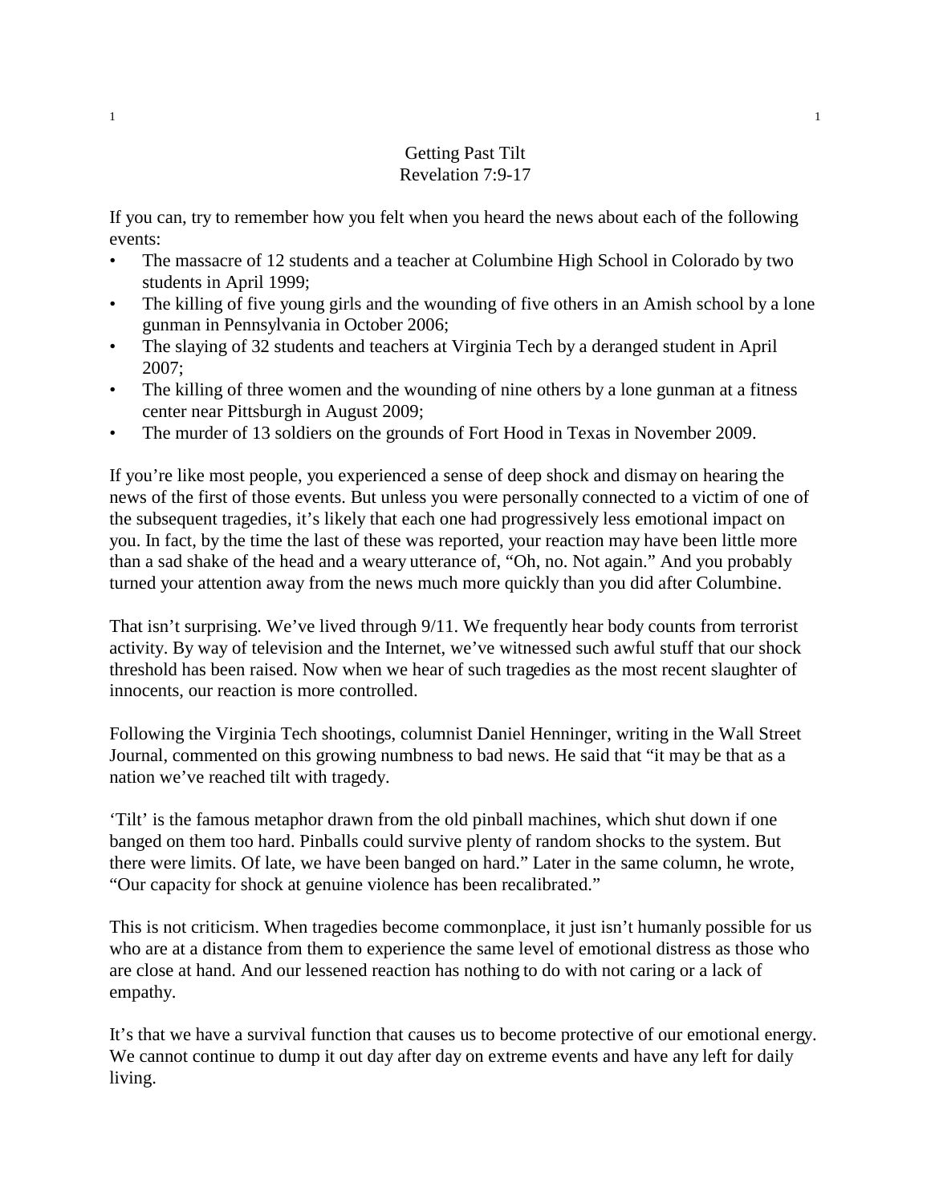# Getting Past Tilt

## Revelation 7:9-17

If you can, try to remember how you felt when you heard the news about each of the following events:

- The massacre of 12 students and a teacher at Columbine High School in Colorado by two students in April 1999;
- The killing of five young girls and the wounding of five others in an Amish school by a lone gunman in Pennsylvania in October 2006;
- The slaying of 32 students and teachers at Virginia Tech by a deranged student in April 2007;
- The killing of three women and the wounding of nine others by a lone gunman at a fitness center near Pittsburgh in August 2009;
- The murder of 13 soldiers on the grounds of Fort Hood in Texas in November 2009.

If you're like most people, you experienced a sense of deep shock and dismay on hearing the news of the first of those events. But unless you were personally connected to a victim of one of the subsequent tragedies, it's likely that each one had progressively less emotional impact on you. In fact, by the time the last of these was reported, your reaction may have been little more than a sad shake of the head and a weary utterance of, "Oh, no. Not again." And you probably turned your attention away from the news much more quickly than you did after Columbine.

That isn't surprising. We've lived through 9/11. We frequently hear body counts from terrorist activity. By way of television and the Internet, we've witnessed such awful stuff that our shock threshold has been raised. Now when we hear of such tragedies as the most recent slaughter of innocents, our reaction is more controlled.

Following the Virginia Tech shootings, columnist Daniel Henninger, writing in the Wall Street Journal, commented on this growing numbness to bad news. He said that "it may be that as a nation we've reached tilt with tragedy.

'Tilt' is the famous metaphor drawn from the old pinball machines, which shut down if one banged on them too hard. Pinballs could survive plenty of random shocks to the system. But there were limits. Of late, we have been banged on hard." Later in the same column, he wrote, "Our capacity for shock at genuine violence has been recalibrated."

This is not criticism. When tragedies become commonplace, it just isn't humanly possible for us who are at a distance from them to experience the same level of emotional distress as those who are close at hand. And our lessened reaction has nothing to do with not caring or a lack of empathy.

It's that we have a survival function that causes us to become protective of our emotional energy. We cannot continue to dump it out day after day on extreme events and have any left for daily living.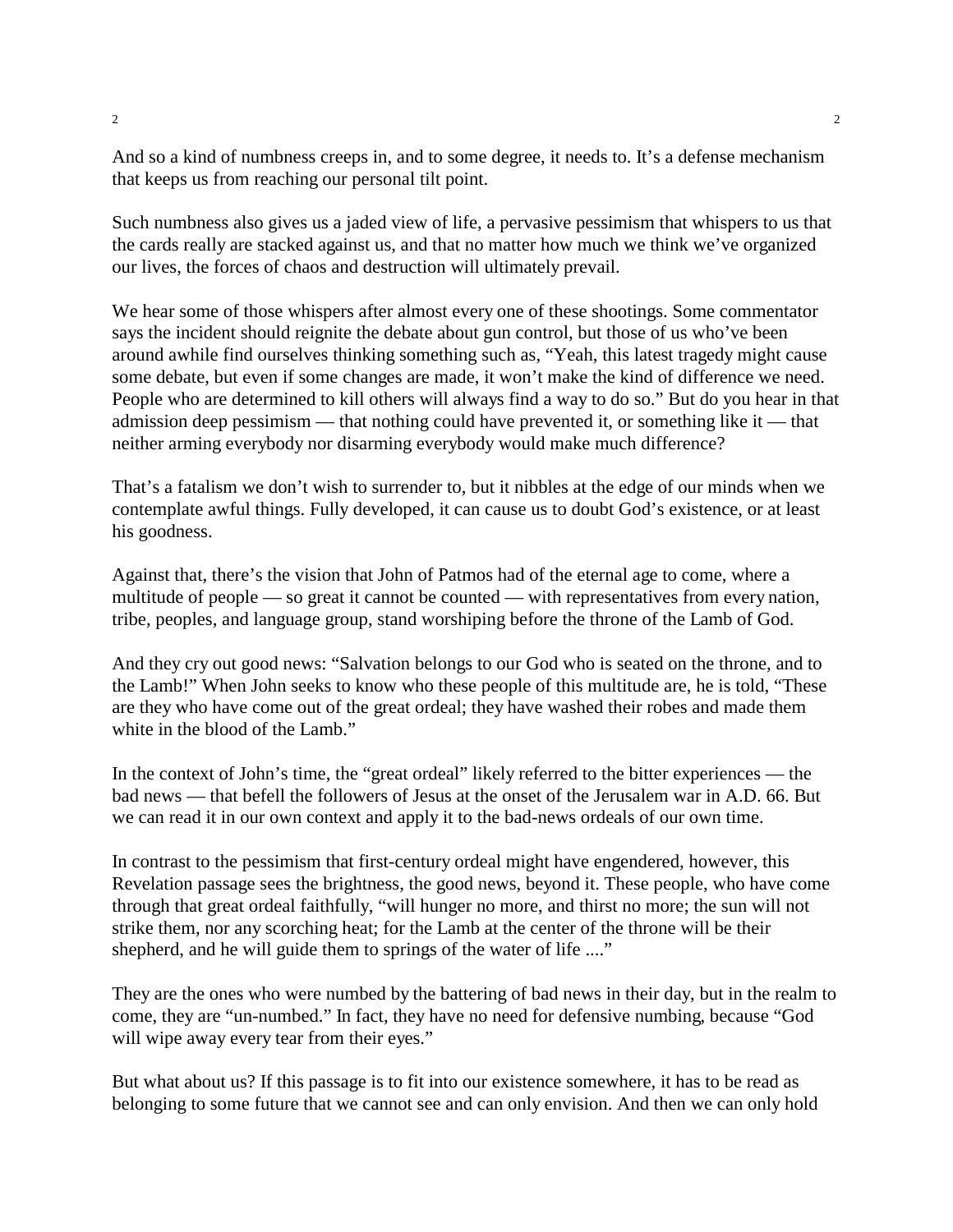And so a kind of numbness creeps in, and to some degree, it needs to. It's a defense mechanism that keeps us from reaching our personal tilt point.

Such numbness also gives us a jaded view of life, a pervasive pessimism that whispers to us that the cards really are stacked against us, and that no matter how much we think we've organized our lives, the forces of chaos and destruction will ultimately prevail.

We hear some of those whispers after almost every one of these shootings. Some commentator says the incident should reignite the debate about gun control, but those of us who've been around awhile find ourselves thinking something such as, "Yeah, this latest tragedy might cause some debate, but even if some changes are made, it won't make the kind of difference we need. People who are determined to kill others will always find a way to do so." But do you hear in that admission deep pessimism — that nothing could have prevented it, or something like it — that neither arming everybody nor disarming everybody would make much difference?

That's a fatalism we don't wish to surrender to, but it nibbles at the edge of our minds when we contemplate awful things. Fully developed, it can cause us to doubt God's existence, or at least his goodness.

Against that, there's the vision that John of Patmos had of the eternal age to come, where a multitude of people — so great it cannot be counted — with representatives from every nation, tribe, peoples, and language group, stand worshiping before the throne of the Lamb of God.

And they cry out good news: "Salvation belongs to our God who is seated on the throne, and to the Lamb!" When John seeks to know who these people of this multitude are, he is told, "These are they who have come out of the great ordeal; they have washed their robes and made them white in the blood of the Lamb."

In the context of John's time, the "great ordeal" likely referred to the bitter experiences — the bad news — that befell the followers of Jesus at the onset of the Jerusalem war in A.D. 66. But we can read it in our own context and apply it to the bad-news ordeals of our own time.

In contrast to the pessimism that first-century ordeal might have engendered, however, this Revelation passage sees the brightness, the good news, beyond it. These people, who have come through that great ordeal faithfully, "will hunger no more, and thirst no more; the sun will not strike them, nor any scorching heat; for the Lamb at the center of the throne will be their shepherd, and he will guide them to springs of the water of life ...."

They are the ones who were numbed by the battering of bad news in their day, but in the realm to come, they are "un-numbed." In fact, they have no need for defensive numbing, because "God will wipe away every tear from their eyes."

But what about us? If this passage is to fit into our existence somewhere, it has to be read as belonging to some future that we cannot see and can only envision. And then we can only hold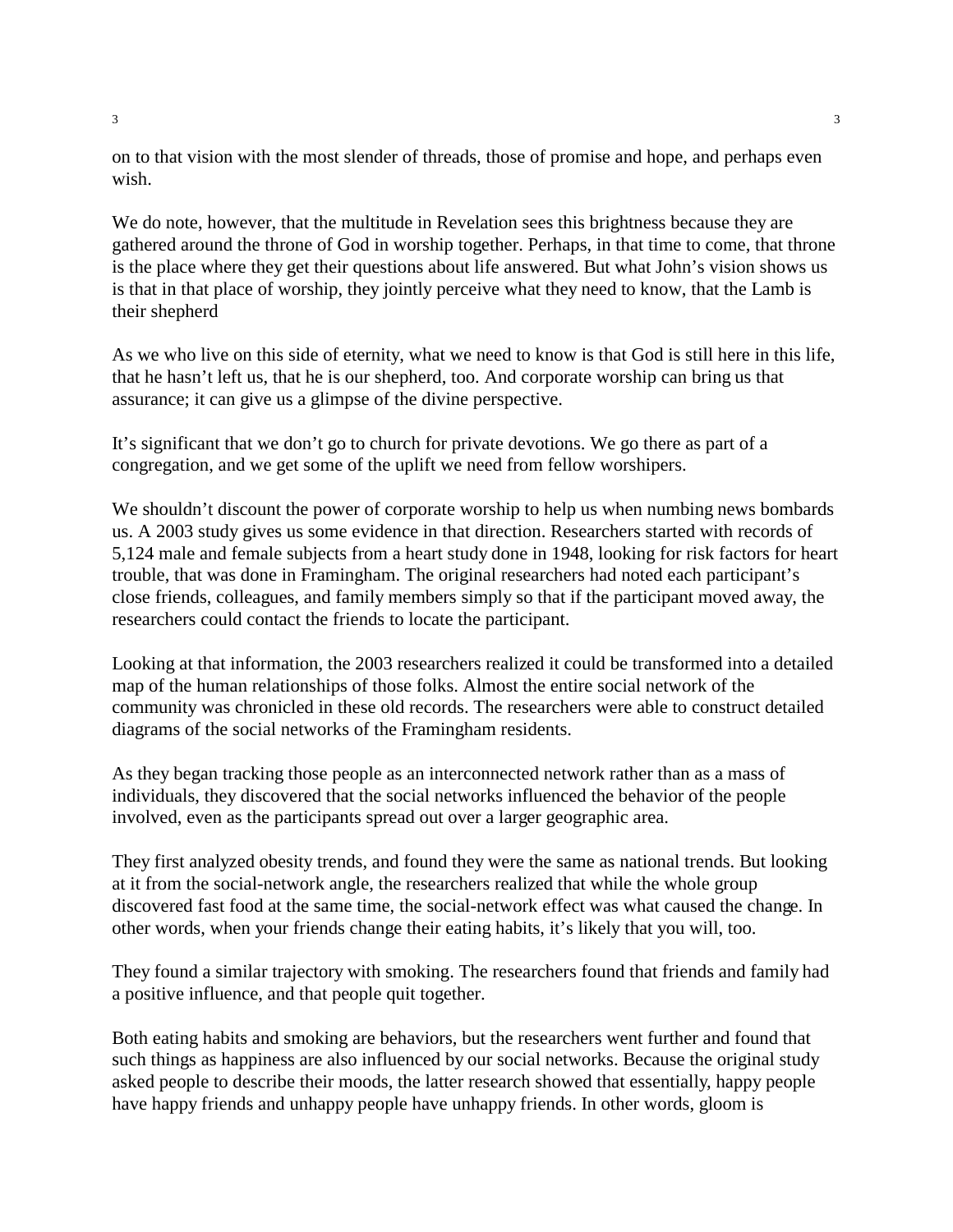on to that vision with the most slender of threads, those of promise and hope, and perhaps even wish.

We do note, however, that the multitude in Revelation sees this brightness because they are gathered around the throne of God in worship together. Perhaps, in that time to come, that throne is the place where they get their questions about life answered. But what John's vision shows us is that in that place of worship, they jointly perceive what they need to know, that the Lamb is their shepherd

As we who live on this side of eternity, what we need to know is that God is still here in this life, that he hasn't left us, that he is our shepherd, too. And corporate worship can bring us that assurance; it can give us a glimpse of the divine perspective.

It's significant that we don't go to church for private devotions. We go there as part of a congregation, and we get some of the uplift we need from fellow worshipers.

We shouldn't discount the power of corporate worship to help us when numbing news bombards us. A 2003 study gives us some evidence in that direction. Researchers started with records of 5,124 male and female subjects from a heart study done in 1948, looking for risk factors for heart trouble, that was done in Framingham. The original researchers had noted each participant's close friends, colleagues, and family members simply so that if the participant moved away, the researchers could contact the friends to locate the participant.

Looking at that information, the 2003 researchers realized it could be transformed into a detailed map of the human relationships of those folks. Almost the entire social network of the community was chronicled in these old records. The researchers were able to construct detailed diagrams of the social networks of the Framingham residents.

As they began tracking those people as an interconnected network rather than as a mass of individuals, they discovered that the social networks influenced the behavior of the people involved, even as the participants spread out over a larger geographic area.

They first analyzed obesity trends, and found they were the same as national trends. But looking at it from the social-network angle, the researchers realized that while the whole group discovered fast food at the same time, the social-network effect was what caused the change. In other words, when your friends change their eating habits, it's likely that you will, too.

They found a similar trajectory with smoking. The researchers found that friends and family had a positive influence, and that people quit together.

Both eating habits and smoking are behaviors, but the researchers went further and found that such things as happiness are also influenced by our social networks. Because the original study asked people to describe their moods, the latter research showed that essentially, happy people have happy friends and unhappy people have unhappy friends. In other words, gloom is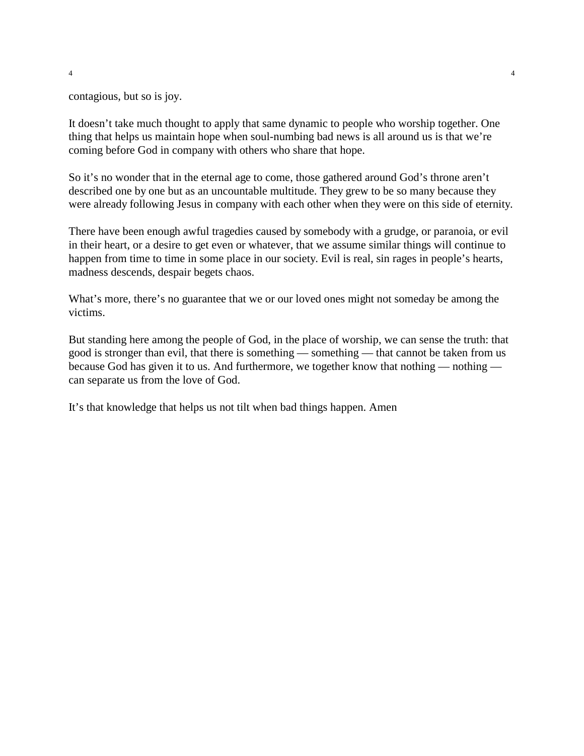contagious, but so is joy.

It doesn't take much thought to apply that same dynamic to people who worship together. One thing that helps us maintain hope when soul-numbing bad news is all around us is that we're coming before God in company with others who share that hope.

So it's no wonder that in the eternal age to come, those gathered around God's throne aren't described one by one but as an uncountable multitude. They grew to be so many because they were already following Jesus in company with each other when they were on this side of eternity.

There have been enough awful tragedies caused by somebody with a grudge, or paranoia, or evil in their heart, or a desire to get even or whatever, that we assume similar things will continue to happen from time to time in some place in our society. Evil is real, sin rages in people's hearts, madness descends, despair begets chaos.

What's more, there's no guarantee that we or our loved ones might not someday be among the victims.

But standing here among the people of God, in the place of worship, we can sense the truth: that good is stronger than evil, that there is something — something — that cannot be taken from us because God has given it to us. And furthermore, we together know that nothing — nothing — can separate us from the love of God.

It's that knowledge that helps us not tilt when bad things happen. Amen